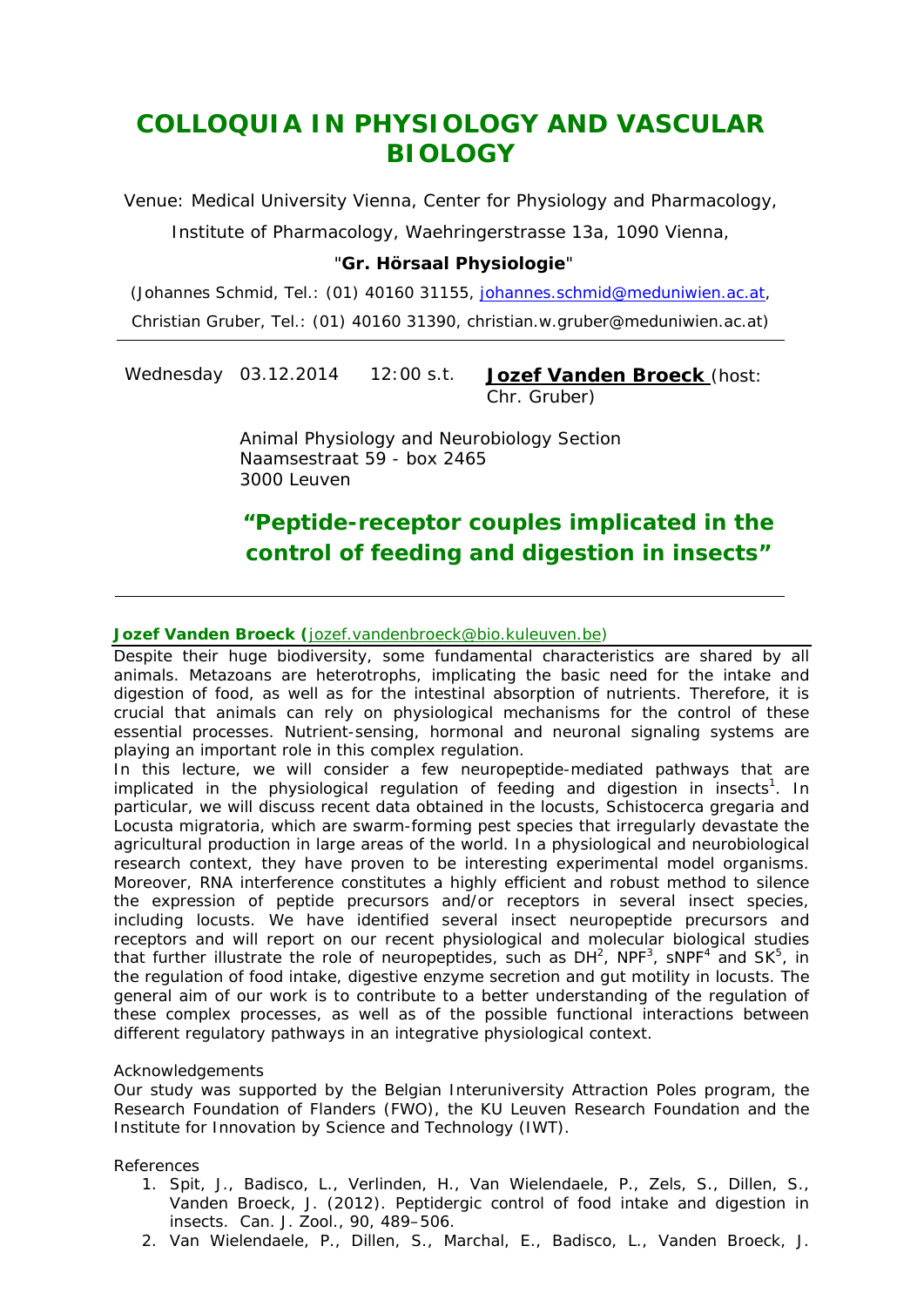# COLLOQUIA IN PHYSIOLOGY AND VASCULAR BIOLOGY

Venue: Medical University Vienna, Center for Physiology and Pharmacology,

Institute of Pharmacology, Waehringerstrasse 13a, 1090 Vienna,

"**Gr. Hörsaal Physiologie**"

(Johannes Schmid, Tel.: (01) 40160 31155, johannes.schmid@meduniwien.ac.at,

Christian Gruber, Tel.: (01) 40160 31390, christian.w.gruber@meduniwien.ac.at)

---

Wednesday 03.12.2014 12:00 s.t. **Jozef Vanden Broeck** (host: Chr. Gruber)

Animal Physiology and Neurobiology Section
Naamsestraat 59 - box 2465
3000 Leuven

## "Peptide-receptor couples implicated in the control of feeding and digestion in insects"

---

**Jozef Vanden Broeck (**jozef.vandenbroeck@bio.kuleuven.be)

Despite their huge biodiversity, some fundamental characteristics are shared by all animals. Metazoans are heterotrophs, implicating the basic need for the intake and digestion of food, as well as for the intestinal absorption of nutrients. Therefore, it is crucial that animals can rely on physiological mechanisms for the control of these essential processes. Nutrient-sensing, hormonal and neuronal signaling systems are playing an important role in this complex regulation.

In this lecture, we will consider a few neuropeptide-mediated pathways that are implicated in the physiological regulation of feeding and digestion in insects[1]. In particular, we will discuss recent data obtained in the locusts, *Schistocerca gregaria* and *Locusta migratoria*, which are swarm-forming pest species that irregularly devastate the agricultural production in large areas of the world. In a physiological and neurobiological research context, they have proven to be interesting experimental model organisms. Moreover, RNA interference constitutes a highly efficient and robust method to silence the expression of peptide precursors and/or receptors in several insect species, including locusts. We have identified several insect neuropeptide precursors and receptors and will report on our recent physiological and molecular biological studies that further illustrate the role of neuropeptides, such as DH[2], NPF[3], sNPF[4] and SK[5], in the regulation of food intake, digestive enzyme secretion and gut motility in locusts. The general aim of our work is to contribute to a better understanding of the regulation of these complex processes, as well as of the possible functional interactions between different regulatory pathways in an integrative physiological context.

Acknowledgements

Our study was supported by the Belgian Interuniversity Attraction Poles program, the Research Foundation of Flanders (FWO), the KU Leuven Research Foundation and the Institute for Innovation by Science and Technology (IWT).

References

1. Spit, J., Badisco, L., Verlinden, H., Van Wielendaele, P., Zels, S., Dillen, S., Vanden Broeck, J. (2012). Peptidergic control of food intake and digestion in insects. Can. J. Zool., 90, 489–506.
2. Van Wielendaele, P., Dillen, S., Marchal, E., Badisco, L., Vanden Broeck, J.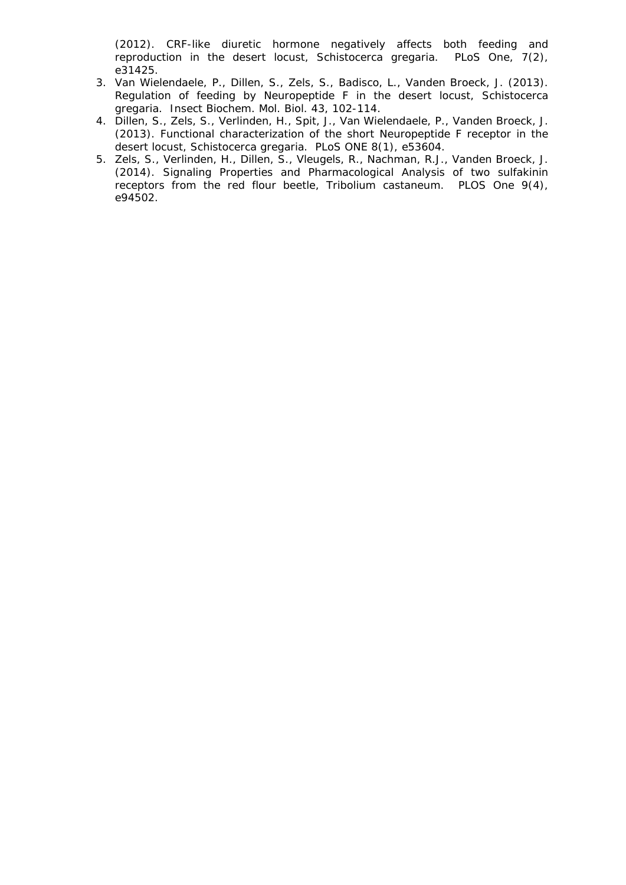(2012). CRF-like diuretic hormone negatively affects both feeding and reproduction in the desert locust, Schistocerca gregaria. PLoS One, 7(2), e31425.

3. Van Wielendaele, P., Dillen, S., Zels, S., Badisco, L., Vanden Broeck, J. (2013). Regulation of feeding by Neuropeptide F in the desert locust, Schistocerca gregaria. Insect Biochem. Mol. Biol. 43, 102-114.
4. Dillen, S., Zels, S., Verlinden, H., Spit, J., Van Wielendaele, P., Vanden Broeck, J. (2013). Functional characterization of the short Neuropeptide F receptor in the desert locust, Schistocerca gregaria. PLoS ONE 8(1), e53604.
5. Zels, S., Verlinden, H., Dillen, S., Vleugels, R., Nachman, R.J., Vanden Broeck, J. (2014). Signaling Properties and Pharmacological Analysis of two sulfakinin receptors from the red flour beetle, Tribolium castaneum. PLOS One 9(4), e94502.